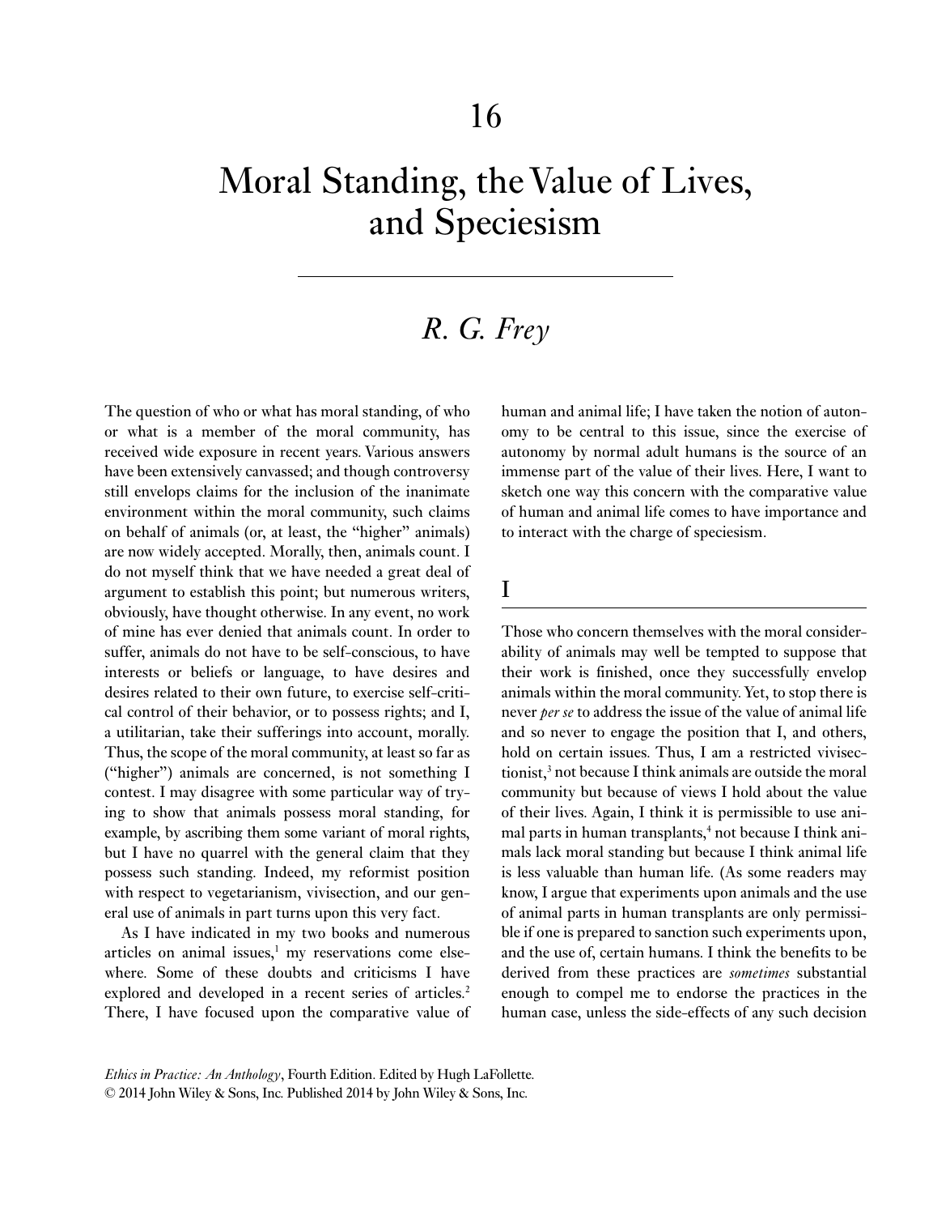# 16

# Moral Standing, the Value of Lives, and Speciesism

*R. G. Frey*

The question of who or what has moral standing, of who or what is a member of the moral community, has received wide exposure in recent years. Various answers have been extensively canvassed; and though controversy still envelops claims for the inclusion of the inanimate environment within the moral community, such claims on behalf of animals (or, at least, the "higher" animals) are now widely accepted. Morally, then, animals count. I do not myself think that we have needed a great deal of argument to establish this point; but numerous writers, obviously, have thought otherwise. In any event, no work of mine has ever denied that animals count. In order to suffer, animals do not have to be self-conscious, to have interests or beliefs or language, to have desires and desires related to their own future, to exercise self-critical control of their behavior, or to possess rights; and I, a utilitarian, take their sufferings into account, morally. Thus, the scope of the moral community, at least so far as ("higher") animals are concerned, is not something I contest. I may disagree with some particular way of trying to show that animals possess moral standing, for example, by ascribing them some variant of moral rights, but I have no quarrel with the general claim that they possess such standing. Indeed, my reformist position with respect to vegetarianism, vivisection, and our general use of animals in part turns upon this very fact.

As I have indicated in my two books and numerous articles on animal issues,[1] my reservations come elsewhere. Some of these doubts and criticisms I have explored and developed in a recent series of articles.[2] There, I have focused upon the comparative value of human and animal life; I have taken the notion of autonomy to be central to this issue, since the exercise of autonomy by normal adult humans is the source of an immense part of the value of their lives. Here, I want to sketch one way this concern with the comparative value of human and animal life comes to have importance and to interact with the charge of speciesism.

## I

Those who concern themselves with the moral considerability of animals may well be tempted to suppose that their work is finished, once they successfully envelop animals within the moral community. Yet, to stop there is never *per se* to address the issue of the value of animal life and so never to engage the position that I, and others, hold on certain issues. Thus, I am a restricted vivisectionist,[3] not because I think animals are outside the moral community but because of views I hold about the value of their lives. Again, I think it is permissible to use animal parts in human transplants,[4] not because I think animals lack moral standing but because I think animal life is less valuable than human life. (As some readers may know, I argue that experiments upon animals and the use of animal parts in human transplants are only permissible if one is prepared to sanction such experiments upon, and the use of, certain humans. I think the benefits to be derived from these practices are *sometimes* substantial enough to compel me to endorse the practices in the human case, unless the side-effects of any such decision

*Ethics in Practice: An Anthology*, Fourth Edition. Edited by Hugh LaFollette.
© 2014 John Wiley & Sons, Inc. Published 2014 by John Wiley & Sons, Inc.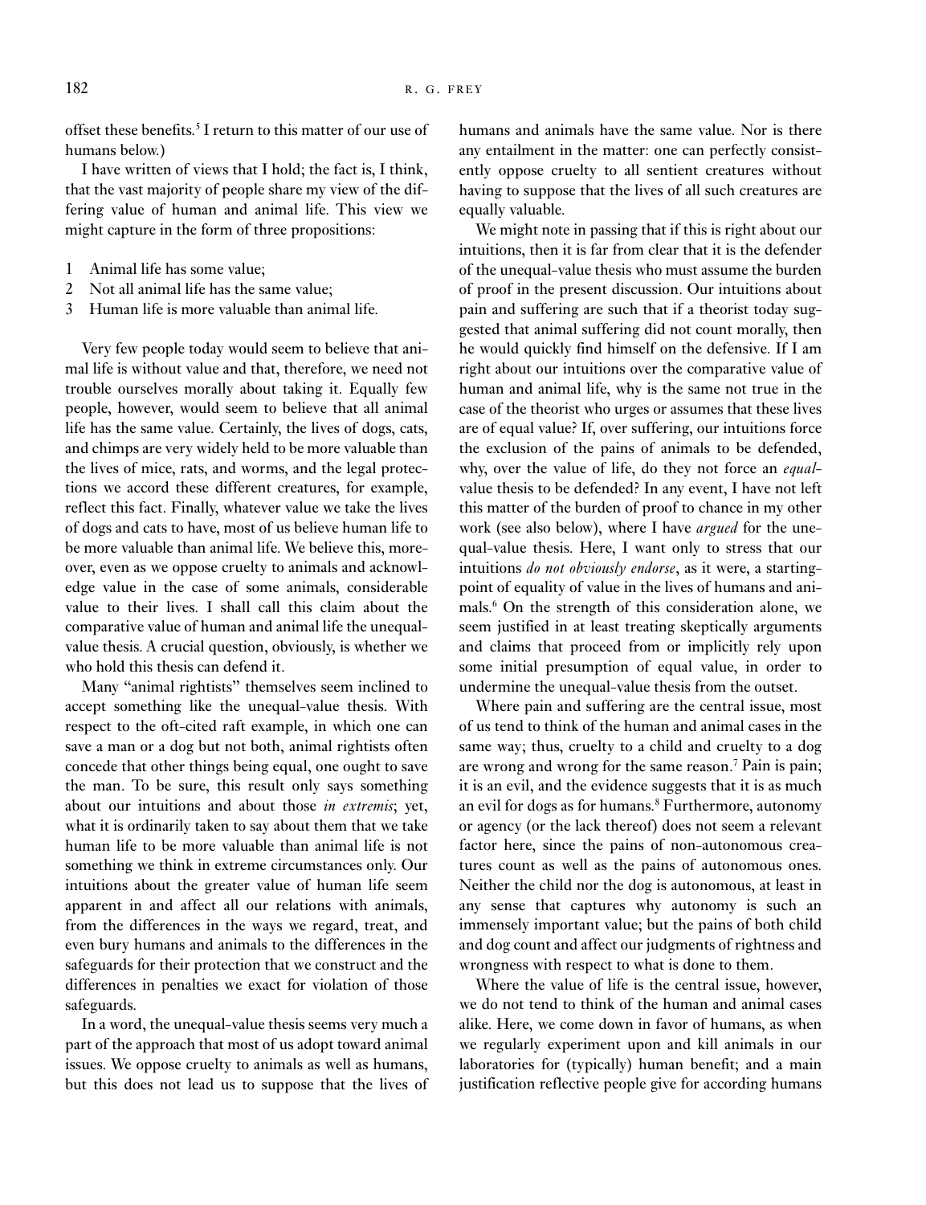offset these benefits.[5] I return to this matter of our use of humans below.)

I have written of views that I hold; the fact is, I think, that the vast majority of people share my view of the differing value of human and animal life. This view we might capture in the form of three propositions:

1 Animal life has some value;
2 Not all animal life has the same value;
3 Human life is more valuable than animal life.

Very few people today would seem to believe that animal life is without value and that, therefore, we need not trouble ourselves morally about taking it. Equally few people, however, would seem to believe that all animal life has the same value. Certainly, the lives of dogs, cats, and chimps are very widely held to be more valuable than the lives of mice, rats, and worms, and the legal protections we accord these different creatures, for example, reflect this fact. Finally, whatever value we take the lives of dogs and cats to have, most of us believe human life to be more valuable than animal life. We believe this, moreover, even as we oppose cruelty to animals and acknowledge value in the case of some animals, considerable value to their lives. I shall call this claim about the comparative value of human and animal life the unequal-value thesis. A crucial question, obviously, is whether we who hold this thesis can defend it.

Many "animal rightists" themselves seem inclined to accept something like the unequal-value thesis. With respect to the oft-cited raft example, in which one can save a man or a dog but not both, animal rightists often concede that other things being equal, one ought to save the man. To be sure, this result only says something about our intuitions and about those *in extremis*; yet, what it is ordinarily taken to say about them that we take human life to be more valuable than animal life is not something we think in extreme circumstances only. Our intuitions about the greater value of human life seem apparent in and affect all our relations with animals, from the differences in the ways we regard, treat, and even bury humans and animals to the differences in the safeguards for their protection that we construct and the differences in penalties we exact for violation of those safeguards.

In a word, the unequal-value thesis seems very much a part of the approach that most of us adopt toward animal issues. We oppose cruelty to animals as well as humans, but this does not lead us to suppose that the lives of humans and animals have the same value. Nor is there any entailment in the matter: one can perfectly consistently oppose cruelty to all sentient creatures without having to suppose that the lives of all such creatures are equally valuable.

We might note in passing that if this is right about our intuitions, then it is far from clear that it is the defender of the unequal-value thesis who must assume the burden of proof in the present discussion. Our intuitions about pain and suffering are such that if a theorist today suggested that animal suffering did not count morally, then he would quickly find himself on the defensive. If I am right about our intuitions over the comparative value of human and animal life, why is the same not true in the case of the theorist who urges or assumes that these lives are of equal value? If, over suffering, our intuitions force the exclusion of the pains of animals to be defended, why, over the value of life, do they not force an *equal*-value thesis to be defended? In any event, I have not left this matter of the burden of proof to chance in my other work (see also below), where I have *argued* for the unequal-value thesis. Here, I want only to stress that our intuitions *do not obviously endorse*, as it were, a starting-point of equality of value in the lives of humans and animals.[6] On the strength of this consideration alone, we seem justified in at least treating skeptically arguments and claims that proceed from or implicitly rely upon some initial presumption of equal value, in order to undermine the unequal-value thesis from the outset.

Where pain and suffering are the central issue, most of us tend to think of the human and animal cases in the same way; thus, cruelty to a child and cruelty to a dog are wrong and wrong for the same reason.[7] Pain is pain; it is an evil, and the evidence suggests that it is as much an evil for dogs as for humans.[8] Furthermore, autonomy or agency (or the lack thereof) does not seem a relevant factor here, since the pains of non-autonomous creatures count as well as the pains of autonomous ones. Neither the child nor the dog is autonomous, at least in any sense that captures why autonomy is such an immensely important value; but the pains of both child and dog count and affect our judgments of rightness and wrongness with respect to what is done to them.

Where the value of life is the central issue, however, we do not tend to think of the human and animal cases alike. Here, we come down in favor of humans, as when we regularly experiment upon and kill animals in our laboratories for (typically) human benefit; and a main justification reflective people give for according humans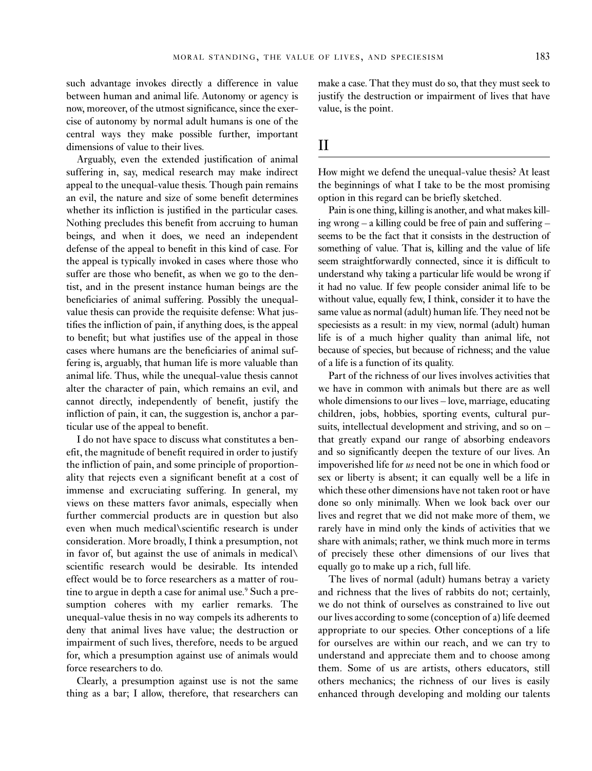such advantage invokes directly a difference in value between human and animal life. Autonomy or agency is now, moreover, of the utmost significance, since the exercise of autonomy by normal adult humans is one of the central ways they make possible further, important dimensions of value to their lives.

Arguably, even the extended justification of animal suffering in, say, medical research may make indirect appeal to the unequal-value thesis. Though pain remains an evil, the nature and size of some benefit determines whether its infliction is justified in the particular cases. Nothing precludes this benefit from accruing to human beings, and when it does, we need an independent defense of the appeal to benefit in this kind of case. For the appeal is typically invoked in cases where those who suffer are those who benefit, as when we go to the dentist, and in the present instance human beings are the beneficiaries of animal suffering. Possibly the unequal-value thesis can provide the requisite defense: What justifies the infliction of pain, if anything does, is the appeal to benefit; but what justifies use of the appeal in those cases where humans are the beneficiaries of animal suffering is, arguably, that human life is more valuable than animal life. Thus, while the unequal-value thesis cannot alter the character of pain, which remains an evil, and cannot directly, independently of benefit, justify the infliction of pain, it can, the suggestion is, anchor a particular use of the appeal to benefit.

I do not have space to discuss what constitutes a benefit, the magnitude of benefit required in order to justify the infliction of pain, and some principle of proportionality that rejects even a significant benefit at a cost of immense and excruciating suffering. In general, my views on these matters favor animals, especially when further commercial products are in question but also even when much medical\scientific research is under consideration. More broadly, I think a presumption, not in favor of, but against the use of animals in medical\scientific research would be desirable. Its intended effect would be to force researchers as a matter of routine to argue in depth a case for animal use.[9] Such a presumption coheres with my earlier remarks. The unequal-value thesis in no way compels its adherents to deny that animal lives have value; the destruction or impairment of such lives, therefore, needs to be argued for, which a presumption against use of animals would force researchers to do.

Clearly, a presumption against use is not the same thing as a bar; I allow, therefore, that researchers can make a case. That they must do so, that they must seek to justify the destruction or impairment of lives that have value, is the point.

## II

How might we defend the unequal-value thesis? At least the beginnings of what I take to be the most promising option in this regard can be briefly sketched.

Pain is one thing, killing is another, and what makes killing wrong – a killing could be free of pain and suffering – seems to be the fact that it consists in the destruction of something of value. That is, killing and the value of life seem straightforwardly connected, since it is difficult to understand why taking a particular life would be wrong if it had no value. If few people consider animal life to be without value, equally few, I think, consider it to have the same value as normal (adult) human life. They need not be speciesists as a result: in my view, normal (adult) human life is of a much higher quality than animal life, not because of species, but because of richness; and the value of a life is a function of its quality.

Part of the richness of our lives involves activities that we have in common with animals but there are as well whole dimensions to our lives – love, marriage, educating children, jobs, hobbies, sporting events, cultural pursuits, intellectual development and striving, and so on – that greatly expand our range of absorbing endeavors and so significantly deepen the texture of our lives. An impoverished life for *us* need not be one in which food or sex or liberty is absent; it can equally well be a life in which these other dimensions have not taken root or have done so only minimally. When we look back over our lives and regret that we did not make more of them, we rarely have in mind only the kinds of activities that we share with animals; rather, we think much more in terms of precisely these other dimensions of our lives that equally go to make up a rich, full life.

The lives of normal (adult) humans betray a variety and richness that the lives of rabbits do not; certainly, we do not think of ourselves as constrained to live out our lives according to some (conception of a) life deemed appropriate to our species. Other conceptions of a life for ourselves are within our reach, and we can try to understand and appreciate them and to choose among them. Some of us are artists, others educators, still others mechanics; the richness of our lives is easily enhanced through developing and molding our talents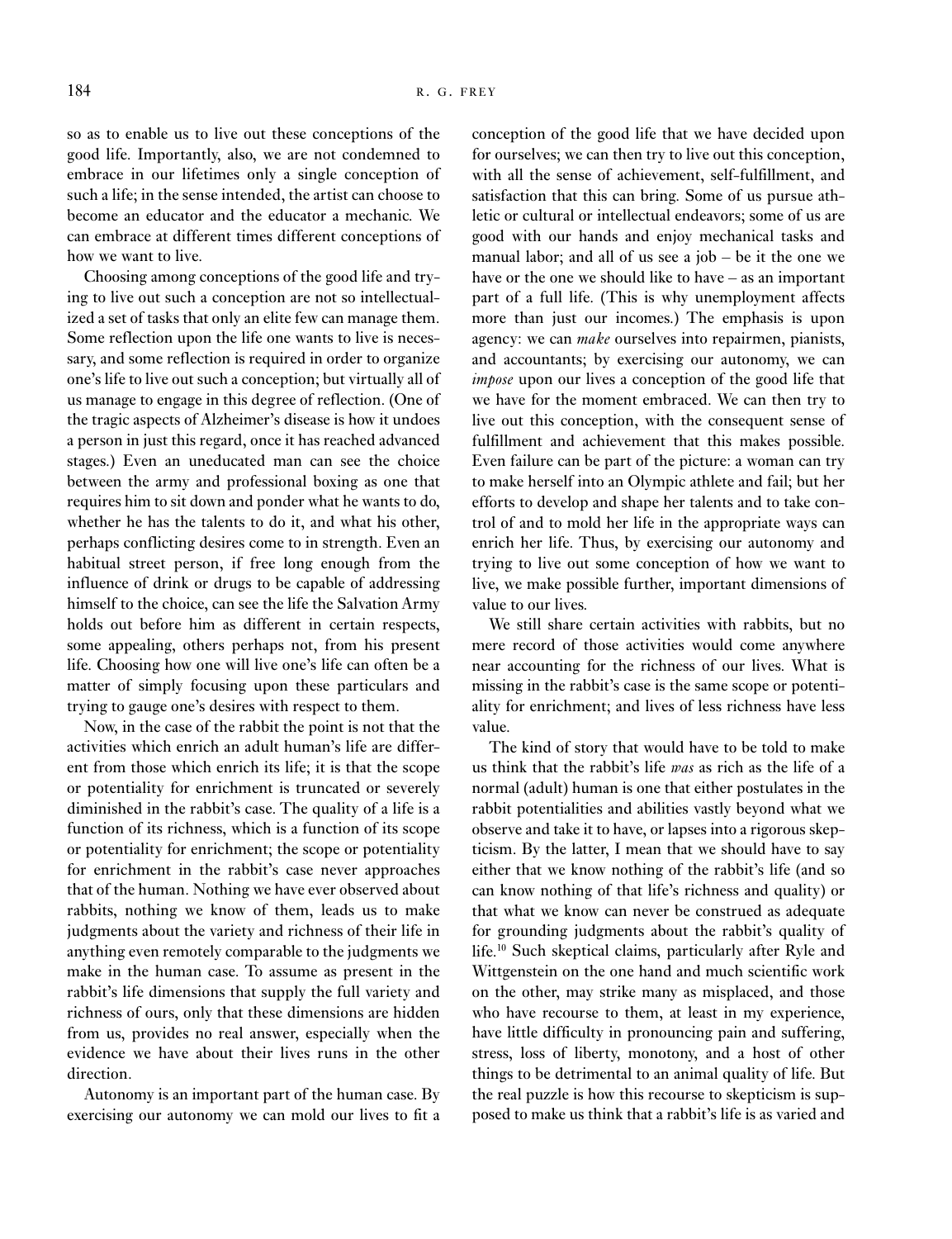so as to enable us to live out these conceptions of the good life. Importantly, also, we are not condemned to embrace in our lifetimes only a single conception of such a life; in the sense intended, the artist can choose to become an educator and the educator a mechanic. We can embrace at different times different conceptions of how we want to live.

Choosing among conceptions of the good life and trying to live out such a conception are not so intellectualized a set of tasks that only an elite few can manage them. Some reflection upon the life one wants to live is necessary, and some reflection is required in order to organize one's life to live out such a conception; but virtually all of us manage to engage in this degree of reflection. (One of the tragic aspects of Alzheimer's disease is how it undoes a person in just this regard, once it has reached advanced stages.) Even an uneducated man can see the choice between the army and professional boxing as one that requires him to sit down and ponder what he wants to do, whether he has the talents to do it, and what his other, perhaps conflicting desires come to in strength. Even an habitual street person, if free long enough from the influence of drink or drugs to be capable of addressing himself to the choice, can see the life the Salvation Army holds out before him as different in certain respects, some appealing, others perhaps not, from his present life. Choosing how one will live one's life can often be a matter of simply focusing upon these particulars and trying to gauge one's desires with respect to them.

Now, in the case of the rabbit the point is not that the activities which enrich an adult human's life are different from those which enrich its life; it is that the scope or potentiality for enrichment is truncated or severely diminished in the rabbit's case. The quality of a life is a function of its richness, which is a function of its scope or potentiality for enrichment; the scope or potentiality for enrichment in the rabbit's case never approaches that of the human. Nothing we have ever observed about rabbits, nothing we know of them, leads us to make judgments about the variety and richness of their life in anything even remotely comparable to the judgments we make in the human case. To assume as present in the rabbit's life dimensions that supply the full variety and richness of ours, only that these dimensions are hidden from us, provides no real answer, especially when the evidence we have about their lives runs in the other direction.

Autonomy is an important part of the human case. By exercising our autonomy we can mold our lives to fit a conception of the good life that we have decided upon for ourselves; we can then try to live out this conception, with all the sense of achievement, self-fulfillment, and satisfaction that this can bring. Some of us pursue athletic or cultural or intellectual endeavors; some of us are good with our hands and enjoy mechanical tasks and manual labor; and all of us see a job – be it the one we have or the one we should like to have – as an important part of a full life. (This is why unemployment affects more than just our incomes.) The emphasis is upon agency: we can *make* ourselves into repairmen, pianists, and accountants; by exercising our autonomy, we can *impose* upon our lives a conception of the good life that we have for the moment embraced. We can then try to live out this conception, with the consequent sense of fulfillment and achievement that this makes possible. Even failure can be part of the picture: a woman can try to make herself into an Olympic athlete and fail; but her efforts to develop and shape her talents and to take control of and to mold her life in the appropriate ways can enrich her life. Thus, by exercising our autonomy and trying to live out some conception of how we want to live, we make possible further, important dimensions of value to our lives.

We still share certain activities with rabbits, but no mere record of those activities would come anywhere near accounting for the richness of our lives. What is missing in the rabbit's case is the same scope or potentiality for enrichment; and lives of less richness have less value.

The kind of story that would have to be told to make us think that the rabbit's life *was* as rich as the life of a normal (adult) human is one that either postulates in the rabbit potentialities and abilities vastly beyond what we observe and take it to have, or lapses into a rigorous skepticism. By the latter, I mean that we should have to say either that we know nothing of the rabbit's life (and so can know nothing of that life's richness and quality) or that what we know can never be construed as adequate for grounding judgments about the rabbit's quality of life.[10] Such skeptical claims, particularly after Ryle and Wittgenstein on the one hand and much scientific work on the other, may strike many as misplaced, and those who have recourse to them, at least in my experience, have little difficulty in pronouncing pain and suffering, stress, loss of liberty, monotony, and a host of other things to be detrimental to an animal quality of life. But the real puzzle is how this recourse to skepticism is supposed to make us think that a rabbit's life is as varied and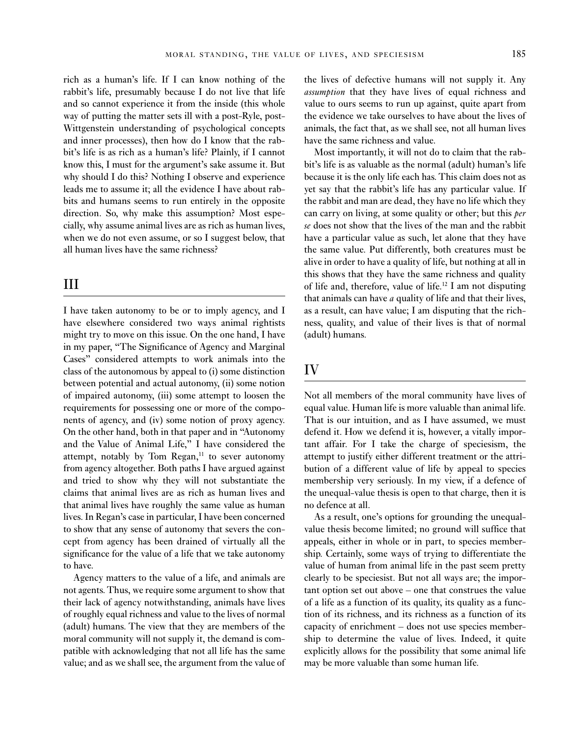rich as a human's life. If I can know nothing of the rabbit's life, presumably because I do not live that life and so cannot experience it from the inside (this whole way of putting the matter sets ill with a post-Ryle, post-Wittgenstein understanding of psychological concepts and inner processes), then how do I know that the rabbit's life is as rich as a human's life? Plainly, if I cannot know this, I must for the argument's sake assume it. But why should I do this? Nothing I observe and experience leads me to assume it; all the evidence I have about rabbits and humans seems to run entirely in the opposite direction. So, why make this assumption? Most especially, why assume animal lives are as rich as human lives, when we do not even assume, or so I suggest below, that all human lives have the same richness?

## III

I have taken autonomy to be or to imply agency, and I have elsewhere considered two ways animal rightists might try to move on this issue. On the one hand, I have in my paper, "The Significance of Agency and Marginal Cases" considered attempts to work animals into the class of the autonomous by appeal to (i) some distinction between potential and actual autonomy, (ii) some notion of impaired autonomy, (iii) some attempt to loosen the requirements for possessing one or more of the components of agency, and (iv) some notion of proxy agency. On the other hand, both in that paper and in "Autonomy and the Value of Animal Life," I have considered the attempt, notably by Tom Regan,[11] to sever autonomy from agency altogether. Both paths I have argued against and tried to show why they will not substantiate the claims that animal lives are as rich as human lives and that animal lives have roughly the same value as human lives. In Regan's case in particular, I have been concerned to show that any sense of autonomy that severs the concept from agency has been drained of virtually all the significance for the value of a life that we take autonomy to have.

Agency matters to the value of a life, and animals are not agents. Thus, we require some argument to show that their lack of agency notwithstanding, animals have lives of roughly equal richness and value to the lives of normal (adult) humans. The view that they are members of the moral community will not supply it, the demand is compatible with acknowledging that not all life has the same value; and as we shall see, the argument from the value of the lives of defective humans will not supply it. Any *assumption* that they have lives of equal richness and value to ours seems to run up against, quite apart from the evidence we take ourselves to have about the lives of animals, the fact that, as we shall see, not all human lives have the same richness and value.

Most importantly, it will not do to claim that the rabbit's life is as valuable as the normal (adult) human's life because it is the only life each has. This claim does not as yet say that the rabbit's life has any particular value. If the rabbit and man are dead, they have no life which they can carry on living, at some quality or other; but this *per se* does not show that the lives of the man and the rabbit have a particular value as such, let alone that they have the same value. Put differently, both creatures must be alive in order to have a quality of life, but nothing at all in this shows that they have the same richness and quality of life and, therefore, value of life.[12] I am not disputing that animals can have *a* quality of life and that their lives, as a result, can have value; I am disputing that the richness, quality, and value of their lives is that of normal (adult) humans.

## IV

Not all members of the moral community have lives of equal value. Human life is more valuable than animal life. That is our intuition, and as I have assumed, we must defend it. How we defend it is, however, a vitally important affair. For I take the charge of speciesism, the attempt to justify either different treatment or the attribution of a different value of life by appeal to species membership very seriously. In my view, if a defence of the unequal-value thesis is open to that charge, then it is no defence at all.

As a result, one's options for grounding the unequal-value thesis become limited; no ground will suffice that appeals, either in whole or in part, to species membership. Certainly, some ways of trying to differentiate the value of human from animal life in the past seem pretty clearly to be speciesist. But not all ways are; the important option set out above – one that construes the value of a life as a function of its quality, its quality as a function of its richness, and its richness as a function of its capacity of enrichment – does not use species membership to determine the value of lives. Indeed, it quite explicitly allows for the possibility that some animal life may be more valuable than some human life.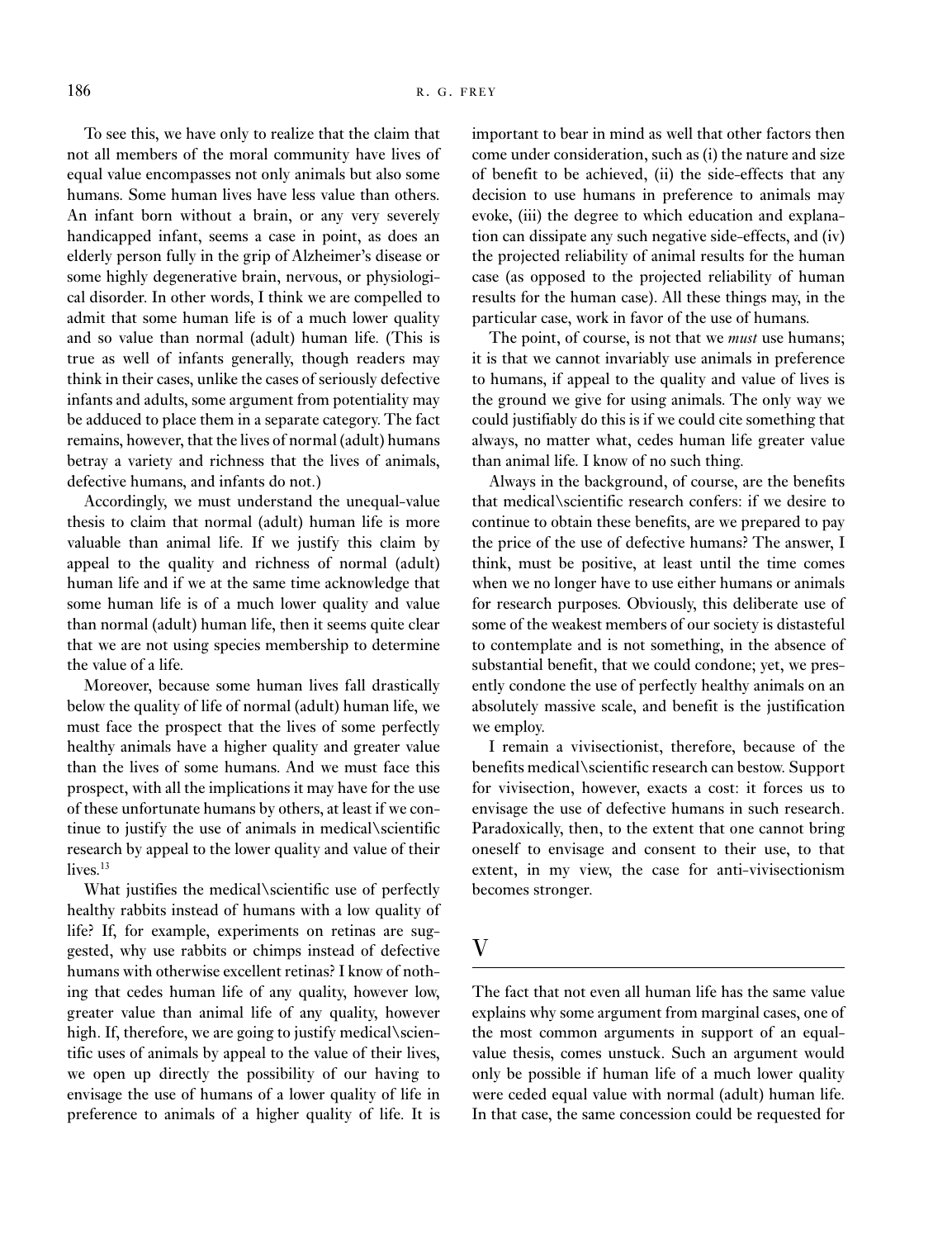To see this, we have only to realize that the claim that not all members of the moral community have lives of equal value encompasses not only animals but also some humans. Some human lives have less value than others. An infant born without a brain, or any very severely handicapped infant, seems a case in point, as does an elderly person fully in the grip of Alzheimer's disease or some highly degenerative brain, nervous, or physiological disorder. In other words, I think we are compelled to admit that some human life is of a much lower quality and so value than normal (adult) human life. (This is true as well of infants generally, though readers may think in their cases, unlike the cases of seriously defective infants and adults, some argument from potentiality may be adduced to place them in a separate category. The fact remains, however, that the lives of normal (adult) humans betray a variety and richness that the lives of animals, defective humans, and infants do not.)

Accordingly, we must understand the unequal-value thesis to claim that normal (adult) human life is more valuable than animal life. If we justify this claim by appeal to the quality and richness of normal (adult) human life and if we at the same time acknowledge that some human life is of a much lower quality and value than normal (adult) human life, then it seems quite clear that we are not using species membership to determine the value of a life.

Moreover, because some human lives fall drastically below the quality of life of normal (adult) human life, we must face the prospect that the lives of some perfectly healthy animals have a higher quality and greater value than the lives of some humans. And we must face this prospect, with all the implications it may have for the use of these unfortunate humans by others, at least if we continue to justify the use of animals in medical\scientific research by appeal to the lower quality and value of their lives.[13]

What justifies the medical\scientific use of perfectly healthy rabbits instead of humans with a low quality of life? If, for example, experiments on retinas are suggested, why use rabbits or chimps instead of defective humans with otherwise excellent retinas? I know of nothing that cedes human life of any quality, however low, greater value than animal life of any quality, however high. If, therefore, we are going to justify medical\scientific uses of animals by appeal to the value of their lives, we open up directly the possibility of our having to envisage the use of humans of a lower quality of life in preference to animals of a higher quality of life. It is important to bear in mind as well that other factors then come under consideration, such as (i) the nature and size of benefit to be achieved, (ii) the side-effects that any decision to use humans in preference to animals may evoke, (iii) the degree to which education and explanation can dissipate any such negative side-effects, and (iv) the projected reliability of animal results for the human case (as opposed to the projected reliability of human results for the human case). All these things may, in the particular case, work in favor of the use of humans.

The point, of course, is not that we *must* use humans; it is that we cannot invariably use animals in preference to humans, if appeal to the quality and value of lives is the ground we give for using animals. The only way we could justifiably do this is if we could cite something that always, no matter what, cedes human life greater value than animal life. I know of no such thing.

Always in the background, of course, are the benefits that medical\scientific research confers: if we desire to continue to obtain these benefits, are we prepared to pay the price of the use of defective humans? The answer, I think, must be positive, at least until the time comes when we no longer have to use either humans or animals for research purposes. Obviously, this deliberate use of some of the weakest members of our society is distasteful to contemplate and is not something, in the absence of substantial benefit, that we could condone; yet, we presently condone the use of perfectly healthy animals on an absolutely massive scale, and benefit is the justification we employ.

I remain a vivisectionist, therefore, because of the benefits medical\scientific research can bestow. Support for vivisection, however, exacts a cost: it forces us to envisage the use of defective humans in such research. Paradoxically, then, to the extent that one cannot bring oneself to envisage and consent to their use, to that extent, in my view, the case for anti-vivisectionism becomes stronger.

## V

The fact that not even all human life has the same value explains why some argument from marginal cases, one of the most common arguments in support of an equal-value thesis, comes unstuck. Such an argument would only be possible if human life of a much lower quality were ceded equal value with normal (adult) human life. In that case, the same concession could be requested for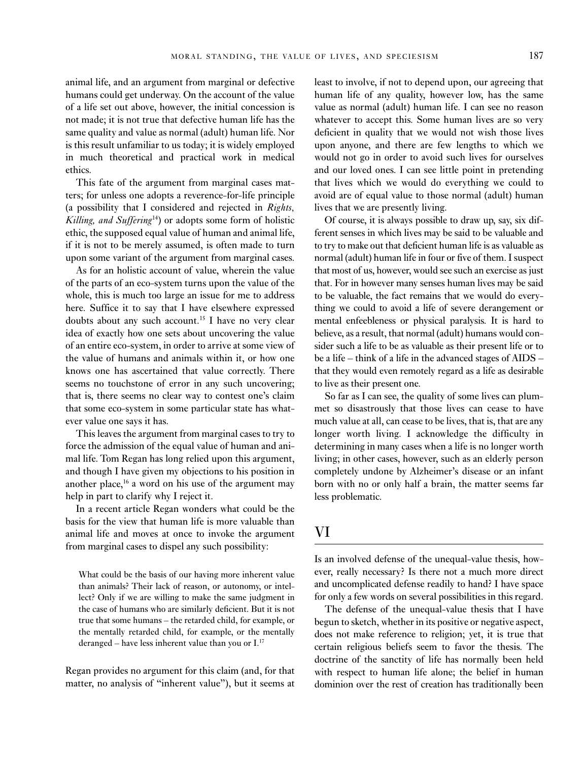animal life, and an argument from marginal or defective humans could get underway. On the account of the value of a life set out above, however, the initial concession is not made; it is not true that defective human life has the same quality and value as normal (adult) human life. Nor is this result unfamiliar to us today; it is widely employed in much theoretical and practical work in medical ethics.

This fate of the argument from marginal cases matters; for unless one adopts a reverence-for-life principle (a possibility that I considered and rejected in *Rights, Killing, and Suffering*[14]) or adopts some form of holistic ethic, the supposed equal value of human and animal life, if it is not to be merely assumed, is often made to turn upon some variant of the argument from marginal cases.

As for an holistic account of value, wherein the value of the parts of an eco-system turns upon the value of the whole, this is much too large an issue for me to address here. Suffice it to say that I have elsewhere expressed doubts about any such account.[15] I have no very clear idea of exactly how one sets about uncovering the value of an entire eco-system, in order to arrive at some view of the value of humans and animals within it, or how one knows one has ascertained that value correctly. There seems no touchstone of error in any such uncovering; that is, there seems no clear way to contest one's claim that some eco-system in some particular state has whatever value one says it has.

This leaves the argument from marginal cases to try to force the admission of the equal value of human and animal life. Tom Regan has long relied upon this argument, and though I have given my objections to his position in another place,[16] a word on his use of the argument may help in part to clarify why I reject it.

In a recent article Regan wonders what could be the basis for the view that human life is more valuable than animal life and moves at once to invoke the argument from marginal cases to dispel any such possibility:

> What could be the basis of our having more inherent value than animals? Their lack of reason, or autonomy, or intellect? Only if we are willing to make the same judgment in the case of humans who are similarly deficient. But it is not true that some humans – the retarded child, for example, or the mentally retarded child, for example, or the mentally deranged – have less inherent value than you or I.[17]

Regan provides no argument for this claim (and, for that matter, no analysis of "inherent value"), but it seems at least to involve, if not to depend upon, our agreeing that human life of any quality, however low, has the same value as normal (adult) human life. I can see no reason whatever to accept this. Some human lives are so very deficient in quality that we would not wish those lives upon anyone, and there are few lengths to which we would not go in order to avoid such lives for ourselves and our loved ones. I can see little point in pretending that lives which we would do everything we could to avoid are of equal value to those normal (adult) human lives that we are presently living.

Of course, it is always possible to draw up, say, six different senses in which lives may be said to be valuable and to try to make out that deficient human life is as valuable as normal (adult) human life in four or five of them. I suspect that most of us, however, would see such an exercise as just that. For in however many senses human lives may be said to be valuable, the fact remains that we would do everything we could to avoid a life of severe derangement or mental enfeebleness or physical paralysis. It is hard to believe, as a result, that normal (adult) humans would consider such a life to be as valuable as their present life or to be a life – think of a life in the advanced stages of AIDS – that they would even remotely regard as a life as desirable to live as their present one.

So far as I can see, the quality of some lives can plummet so disastrously that those lives can cease to have much value at all, can cease to be lives, that is, that are any longer worth living. I acknowledge the difficulty in determining in many cases when a life is no longer worth living; in other cases, however, such as an elderly person completely undone by Alzheimer's disease or an infant born with no or only half a brain, the matter seems far less problematic.

## VI

Is an involved defense of the unequal-value thesis, however, really necessary? Is there not a much more direct and uncomplicated defense readily to hand? I have space for only a few words on several possibilities in this regard.

The defense of the unequal-value thesis that I have begun to sketch, whether in its positive or negative aspect, does not make reference to religion; yet, it is true that certain religious beliefs seem to favor the thesis. The doctrine of the sanctity of life has normally been held with respect to human life alone; the belief in human dominion over the rest of creation has traditionally been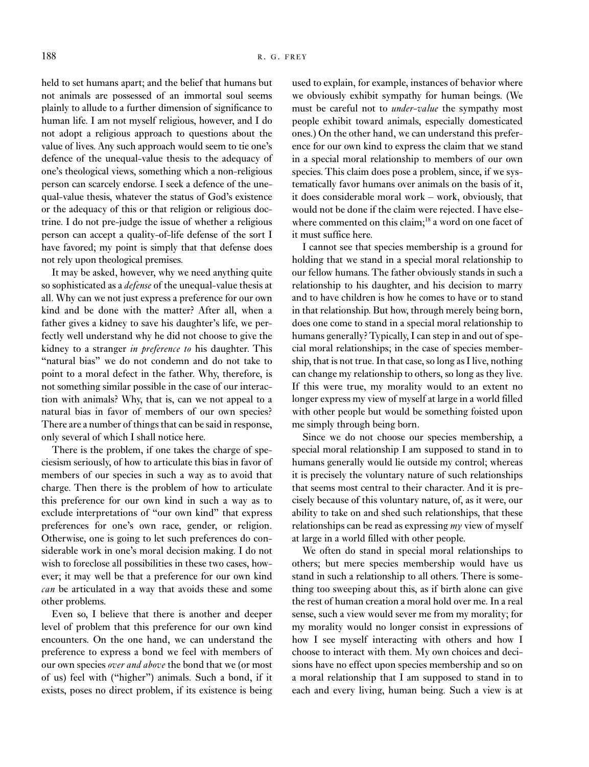held to set humans apart; and the belief that humans but not animals are possessed of an immortal soul seems plainly to allude to a further dimension of significance to human life. I am not myself religious, however, and I do not adopt a religious approach to questions about the value of lives. Any such approach would seem to tie one's defence of the unequal-value thesis to the adequacy of one's theological views, something which a non-religious person can scarcely endorse. I seek a defence of the unequal-value thesis, whatever the status of God's existence or the adequacy of this or that religion or religious doctrine. I do not pre-judge the issue of whether a religious person can accept a quality-of-life defense of the sort I have favored; my point is simply that that defense does not rely upon theological premises.

It may be asked, however, why we need anything quite so sophisticated as a *defense* of the unequal-value thesis at all. Why can we not just express a preference for our own kind and be done with the matter? After all, when a father gives a kidney to save his daughter's life, we perfectly well understand why he did not choose to give the kidney to a stranger *in preference to* his daughter. This "natural bias" we do not condemn and do not take to point to a moral defect in the father. Why, therefore, is not something similar possible in the case of our interaction with animals? Why, that is, can we not appeal to a natural bias in favor of members of our own species? There are a number of things that can be said in response, only several of which I shall notice here.

There is the problem, if one takes the charge of speciesism seriously, of how to articulate this bias in favor of members of our species in such a way as to avoid that charge. Then there is the problem of how to articulate this preference for our own kind in such a way as to exclude interpretations of "our own kind" that express preferences for one's own race, gender, or religion. Otherwise, one is going to let such preferences do considerable work in one's moral decision making. I do not wish to foreclose all possibilities in these two cases, however; it may well be that a preference for our own kind *can* be articulated in a way that avoids these and some other problems.

Even so, I believe that there is another and deeper level of problem that this preference for our own kind encounters. On the one hand, we can understand the preference to express a bond we feel with members of our own species *over and above* the bond that we (or most of us) feel with ("higher") animals. Such a bond, if it exists, poses no direct problem, if its existence is being used to explain, for example, instances of behavior where we obviously exhibit sympathy for human beings. (We must be careful not to *under-value* the sympathy most people exhibit toward animals, especially domesticated ones.) On the other hand, we can understand this preference for our own kind to express the claim that we stand in a special moral relationship to members of our own species. This claim does pose a problem, since, if we systematically favor humans over animals on the basis of it, it does considerable moral work – work, obviously, that would not be done if the claim were rejected. I have elsewhere commented on this claim;[18] a word on one facet of it must suffice here.

I cannot see that species membership is a ground for holding that we stand in a special moral relationship to our fellow humans. The father obviously stands in such a relationship to his daughter, and his decision to marry and to have children is how he comes to have or to stand in that relationship. But how, through merely being born, does one come to stand in a special moral relationship to humans generally? Typically, I can step in and out of special moral relationships; in the case of species membership, that is not true. In that case, so long as I live, nothing can change my relationship to others, so long as they live. If this were true, my morality would to an extent no longer express my view of myself at large in a world filled with other people but would be something foisted upon me simply through being born.

Since we do not choose our species membership, a special moral relationship I am supposed to stand in to humans generally would lie outside my control; whereas it is precisely the voluntary nature of such relationships that seems most central to their character. And it is precisely because of this voluntary nature, of, as it were, our ability to take on and shed such relationships, that these relationships can be read as expressing *my* view of myself at large in a world filled with other people.

We often do stand in special moral relationships to others; but mere species membership would have us stand in such a relationship to all others. There is something too sweeping about this, as if birth alone can give the rest of human creation a moral hold over me. In a real sense, such a view would sever me from my morality; for my morality would no longer consist in expressions of how I see myself interacting with others and how I choose to interact with them. My own choices and decisions have no effect upon species membership and so on a moral relationship that I am supposed to stand in to each and every living, human being. Such a view is at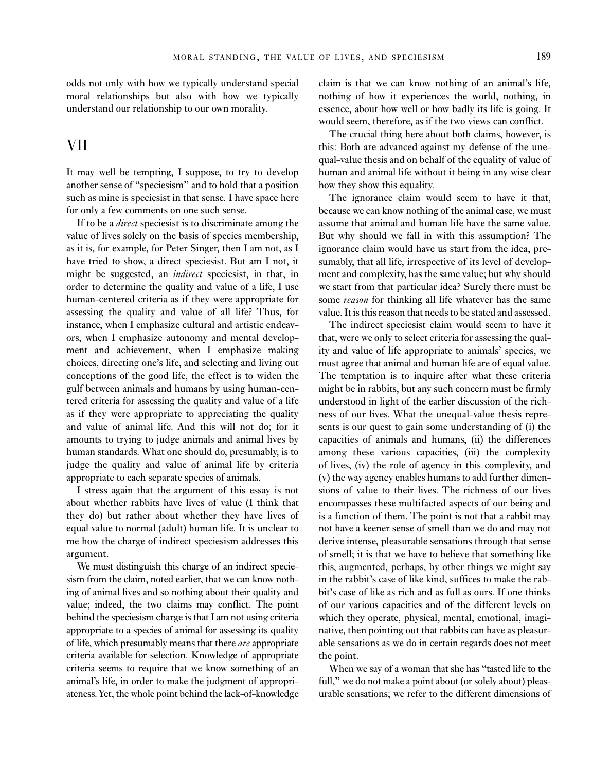odds not only with how we typically understand special moral relationships but also with how we typically understand our relationship to our own morality.

## VII

It may well be tempting, I suppose, to try to develop another sense of "speciesism" and to hold that a position such as mine is speciesist in that sense. I have space here for only a few comments on one such sense.

If to be a *direct* speciesist is to discriminate among the value of lives solely on the basis of species membership, as it is, for example, for Peter Singer, then I am not, as I have tried to show, a direct speciesist. But am I not, it might be suggested, an *indirect* speciesist, in that, in order to determine the quality and value of a life, I use human-centered criteria as if they were appropriate for assessing the quality and value of all life? Thus, for instance, when I emphasize cultural and artistic endeavors, when I emphasize autonomy and mental development and achievement, when I emphasize making choices, directing one's life, and selecting and living out conceptions of the good life, the effect is to widen the gulf between animals and humans by using human-centered criteria for assessing the quality and value of a life as if they were appropriate to appreciating the quality and value of animal life. And this will not do; for it amounts to trying to judge animals and animal lives by human standards. What one should do, presumably, is to judge the quality and value of animal life by criteria appropriate to each separate species of animals.

I stress again that the argument of this essay is not about whether rabbits have lives of value (I think that they do) but rather about whether they have lives of equal value to normal (adult) human life. It is unclear to me how the charge of indirect speciesism addresses this argument.

We must distinguish this charge of an indirect speciesism from the claim, noted earlier, that we can know nothing of animal lives and so nothing about their quality and value; indeed, the two claims may conflict. The point behind the speciesism charge is that I am not using criteria appropriate to a species of animal for assessing its quality of life, which presumably means that there *are* appropriate criteria available for selection. Knowledge of appropriate criteria seems to require that we know something of an animal's life, in order to make the judgment of appropriateness. Yet, the whole point behind the lack-of-knowledge claim is that we can know nothing of an animal's life, nothing of how it experiences the world, nothing, in essence, about how well or how badly its life is going. It would seem, therefore, as if the two views can conflict.

The crucial thing here about both claims, however, is this: Both are advanced against my defense of the unequal-value thesis and on behalf of the equality of value of human and animal life without it being in any wise clear how they show this equality.

The ignorance claim would seem to have it that, because we can know nothing of the animal case, we must assume that animal and human life have the same value. But why should we fall in with this assumption? The ignorance claim would have us start from the idea, presumably, that all life, irrespective of its level of development and complexity, has the same value; but why should we start from that particular idea? Surely there must be some *reason* for thinking all life whatever has the same value. It is this reason that needs to be stated and assessed.

The indirect speciesist claim would seem to have it that, were we only to select criteria for assessing the quality and value of life appropriate to animals' species, we must agree that animal and human life are of equal value. The temptation is to inquire after what these criteria might be in rabbits, but any such concern must be firmly understood in light of the earlier discussion of the richness of our lives. What the unequal-value thesis represents is our quest to gain some understanding of (i) the capacities of animals and humans, (ii) the differences among these various capacities, (iii) the complexity of lives, (iv) the role of agency in this complexity, and (v) the way agency enables humans to add further dimensions of value to their lives. The richness of our lives encompasses these multifacted aspects of our being and is a function of them. The point is not that a rabbit may not have a keener sense of smell than we do and may not derive intense, pleasurable sensations through that sense of smell; it is that we have to believe that something like this, augmented, perhaps, by other things we might say in the rabbit's case of like kind, suffices to make the rabbit's case of like as rich and as full as ours. If one thinks of our various capacities and of the different levels on which they operate, physical, mental, emotional, imaginative, then pointing out that rabbits can have as pleasurable sensations as we do in certain regards does not meet the point.

When we say of a woman that she has "tasted life to the full," we do not make a point about (or solely about) pleasurable sensations; we refer to the different dimensions of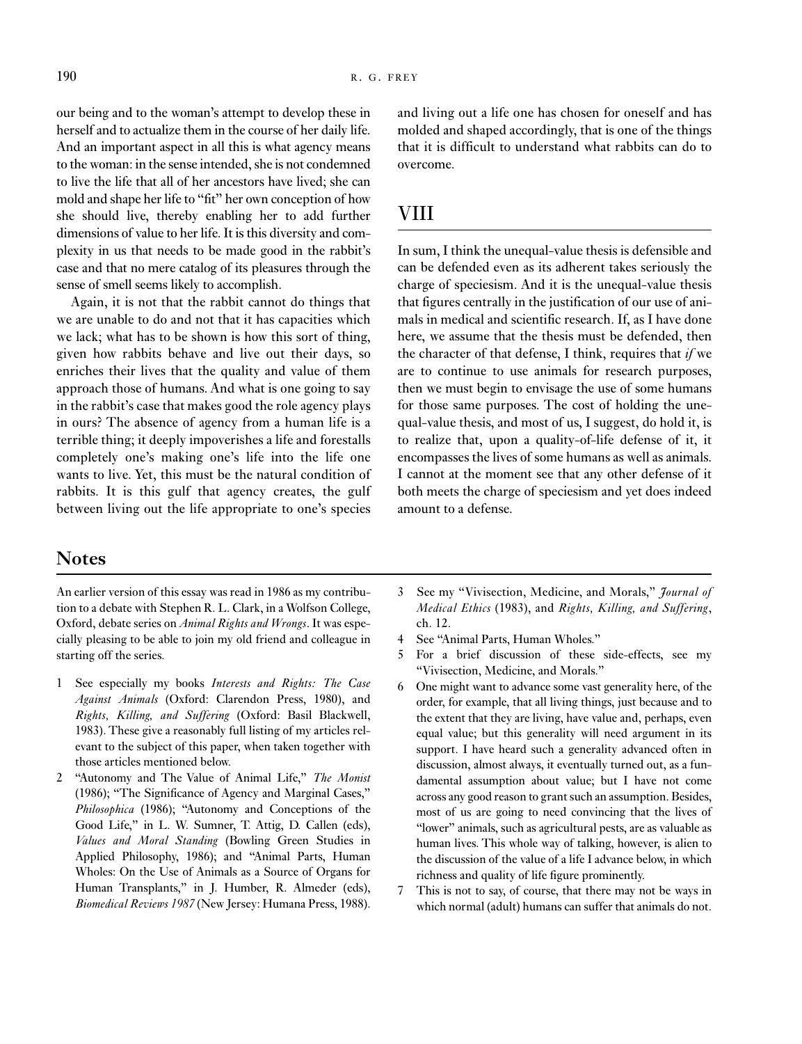our being and to the woman's attempt to develop these in herself and to actualize them in the course of her daily life. And an important aspect in all this is what agency means to the woman: in the sense intended, she is not condemned to live the life that all of her ancestors have lived; she can mold and shape her life to "fit" her own conception of how she should live, thereby enabling her to add further dimensions of value to her life. It is this diversity and complexity in us that needs to be made good in the rabbit's case and that no mere catalog of its pleasures through the sense of smell seems likely to accomplish.

Again, it is not that the rabbit cannot do things that we are unable to do and not that it has capacities which we lack; what has to be shown is how this sort of thing, given how rabbits behave and live out their days, so enriches their lives that the quality and value of them approach those of humans. And what is one going to say in the rabbit's case that makes good the role agency plays in ours? The absence of agency from a human life is a terrible thing; it deeply impoverishes a life and forestalls completely one's making one's life into the life one wants to live. Yet, this must be the natural condition of rabbits. It is this gulf that agency creates, the gulf between living out the life appropriate to one's species and living out a life one has chosen for oneself and has molded and shaped accordingly, that is one of the things that it is difficult to understand what rabbits can do to overcome.

## VIII

In sum, I think the unequal-value thesis is defensible and can be defended even as its adherent takes seriously the charge of speciesism. And it is the unequal-value thesis that figures centrally in the justification of our use of animals in medical and scientific research. If, as I have done here, we assume that the thesis must be defended, then the character of that defense, I think, requires that *if* we are to continue to use animals for research purposes, then we must begin to envisage the use of some humans for those same purposes. The cost of holding the unequal-value thesis, and most of us, I suggest, do hold it, is to realize that, upon a quality-of-life defense of it, it encompasses the lives of some humans as well as animals. I cannot at the moment see that any other defense of it both meets the charge of speciesism and yet does indeed amount to a defense.

## Notes

An earlier version of this essay was read in 1986 as my contribution to a debate with Stephen R. L. Clark, in a Wolfson College, Oxford, debate series on *Animal Rights and Wrongs*. It was especially pleasing to be able to join my old friend and colleague in starting off the series.

1. See especially my books *Interests and Rights: The Case Against Animals* (Oxford: Clarendon Press, 1980), and *Rights, Killing, and Suffering* (Oxford: Basil Blackwell, 1983). These give a reasonably full listing of my articles relevant to the subject of this paper, when taken together with those articles mentioned below.
2. "Autonomy and The Value of Animal Life," *The Monist* (1986); "The Significance of Agency and Marginal Cases," *Philosophica* (1986); "Autonomy and Conceptions of the Good Life," in L. W. Sumner, T. Attig, D. Callen (eds), *Values and Moral Standing* (Bowling Green Studies in Applied Philosophy, 1986); and "Animal Parts, Human Wholes: On the Use of Animals as a Source of Organs for Human Transplants," in J. Humber, R. Almeder (eds), *Biomedical Reviews 1987* (New Jersey: Humana Press, 1988).
3. See my "Vivisection, Medicine, and Morals," *Journal of Medical Ethics* (1983), and *Rights, Killing, and Suffering*, ch. 12.
4. See "Animal Parts, Human Wholes."
5. For a brief discussion of these side-effects, see my "Vivisection, Medicine, and Morals."
6. One might want to advance some vast generality here, of the order, for example, that all living things, just because and to the extent that they are living, have value and, perhaps, even equal value; but this generality will need argument in its support. I have heard such a generality advanced often in discussion, almost always, it eventually turned out, as a fundamental assumption about value; but I have not come across any good reason to grant such an assumption. Besides, most of us are going to need convincing that the lives of "lower" animals, such as agricultural pests, are as valuable as human lives. This whole way of talking, however, is alien to the discussion of the value of a life I advance below, in which richness and quality of life figure prominently.
7. This is not to say, of course, that there may not be ways in which normal (adult) humans can suffer that animals do not.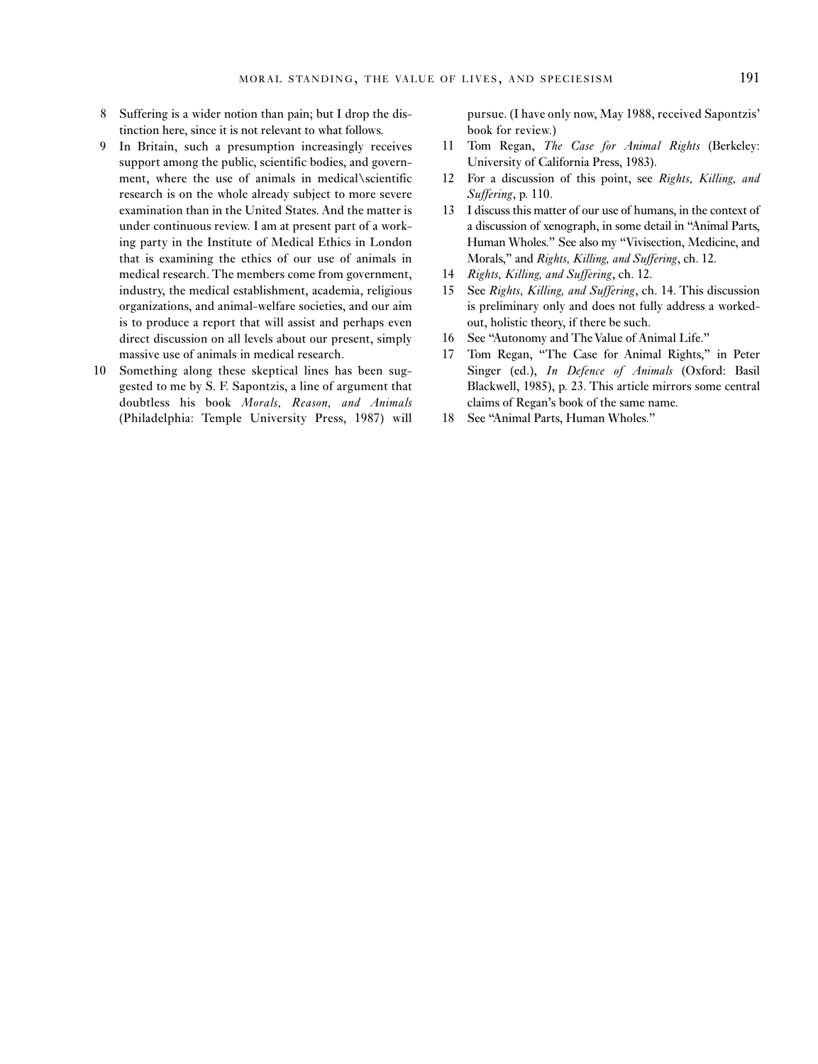8 Suffering is a wider notion than pain; but I drop the distinction here, since it is not relevant to what follows.

9 In Britain, such a presumption increasingly receives support among the public, scientific bodies, and government, where the use of animals in medical\scientific research is on the whole already subject to more severe examination than in the United States. And the matter is under continuous review. I am at present part of a working party in the Institute of Medical Ethics in London that is examining the ethics of our use of animals in medical research. The members come from government, industry, the medical establishment, academia, religious organizations, and animal-welfare societies, and our aim is to produce a report that will assist and perhaps even direct discussion on all levels about our present, simply massive use of animals in medical research.

10 Something along these skeptical lines has been suggested to me by S. F. Sapontzis, a line of argument that doubtless his book *Morals, Reason, and Animals* (Philadelphia: Temple University Press, 1987) will pursue. (I have only now, May 1988, received Sapontzis' book for review.)

11 Tom Regan, *The Case for Animal Rights* (Berkeley: University of California Press, 1983).

12 For a discussion of this point, see *Rights, Killing, and Suffering*, p. 110.

13 I discuss this matter of our use of humans, in the context of a discussion of xenograph, in some detail in "Animal Parts, Human Wholes." See also my "Vivisection, Medicine, and Morals," and *Rights, Killing, and Suffering*, ch. 12.

14 *Rights, Killing, and Suffering*, ch. 12.

15 See *Rights, Killing, and Suffering*, ch. 14. This discussion is preliminary only and does not fully address a worked-out, holistic theory, if there be such.

16 See "Autonomy and The Value of Animal Life."

17 Tom Regan, "The Case for Animal Rights," in Peter Singer (ed.), *In Defence of Animals* (Oxford: Basil Blackwell, 1985), p. 23. This article mirrors some central claims of Regan's book of the same name.

18 See "Animal Parts, Human Wholes."